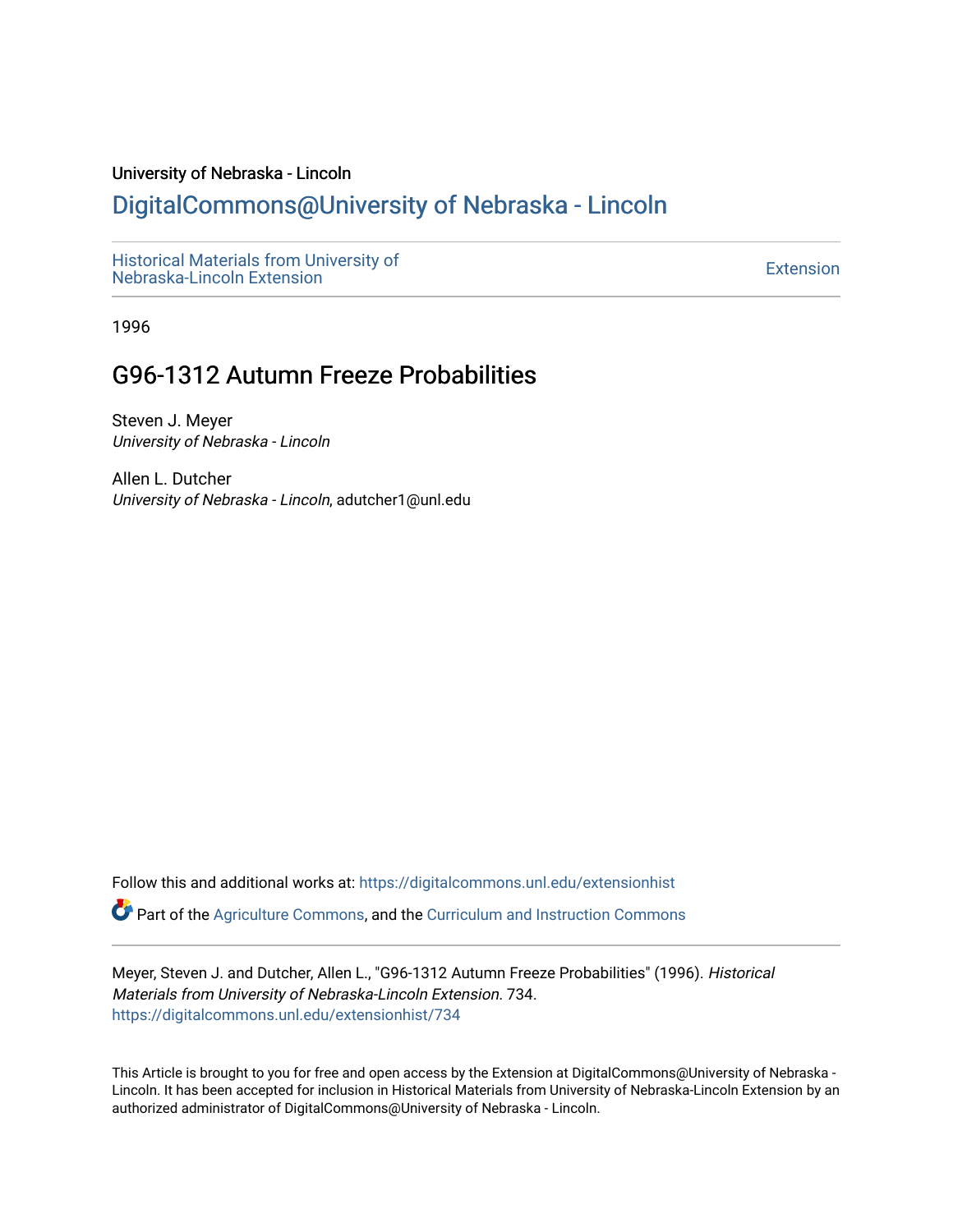University of Nebraska - Lincoln

# DigitalCommons@University of Nebraska - Lincoln

Historical Materials from University of Nebraska-Lincoln Extension

Extension

1996

## G96-1312 Autumn Freeze Probabilities

Steven J. Meyer
*University of Nebraska - Lincoln*

Allen L. Dutcher
*University of Nebraska - Lincoln*, adutcher1@unl.edu

Follow this and additional works at: https://digitalcommons.unl.edu/extensionhist

Part of the Agriculture Commons, and the Curriculum and Instruction Commons

Meyer, Steven J. and Dutcher, Allen L., "G96-1312 Autumn Freeze Probabilities" (1996). *Historical Materials from University of Nebraska-Lincoln Extension*. 734.
https://digitalcommons.unl.edu/extensionhist/734

This Article is brought to you for free and open access by the Extension at DigitalCommons@University of Nebraska - Lincoln. It has been accepted for inclusion in Historical Materials from University of Nebraska-Lincoln Extension by an authorized administrator of DigitalCommons@University of Nebraska - Lincoln.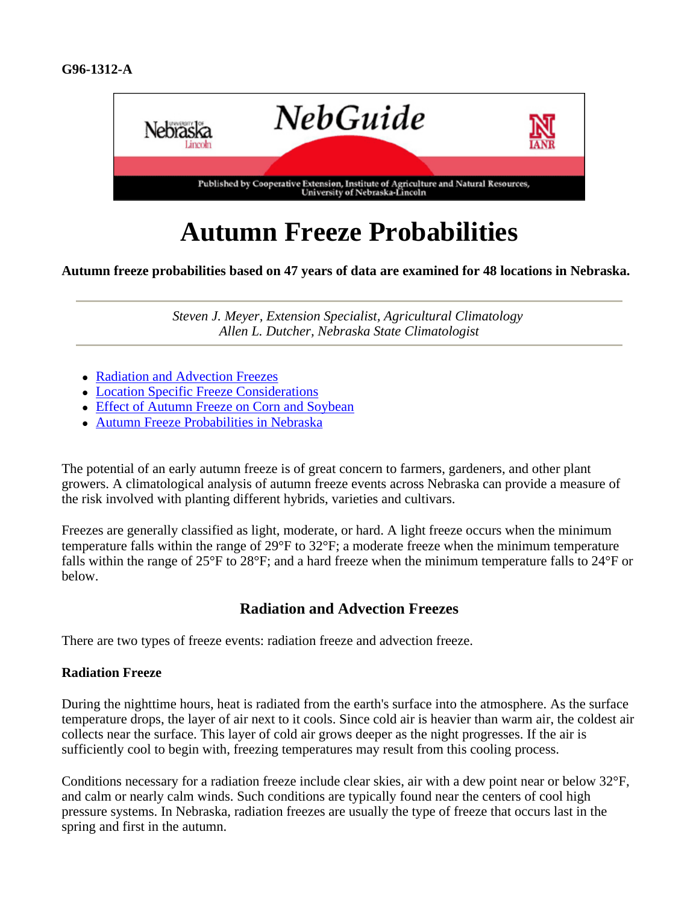G96-1312-A

# Autumn Freeze Probabilities

**Autumn freeze probabilities based on 47 years of data are examined for 48 locations in Nebraska.**

*Steven J. Meyer, Extension Specialist, Agricultural Climatology*
*Allen L. Dutcher, Nebraska State Climatologist*

- Radiation and Advection Freezes
- Location Specific Freeze Considerations
- Effect of Autumn Freeze on Corn and Soybean
- Autumn Freeze Probabilities in Nebraska

The potential of an early autumn freeze is of great concern to farmers, gardeners, and other plant growers. A climatological analysis of autumn freeze events across Nebraska can provide a measure of the risk involved with planting different hybrids, varieties and cultivars.

Freezes are generally classified as light, moderate, or hard. A light freeze occurs when the minimum temperature falls within the range of 29°F to 32°F; a moderate freeze when the minimum temperature falls within the range of 25°F to 28°F; and a hard freeze when the minimum temperature falls to 24°F or below.

## Radiation and Advection Freezes

There are two types of freeze events: radiation freeze and advection freeze.

### Radiation Freeze

During the nighttime hours, heat is radiated from the earth's surface into the atmosphere. As the surface temperature drops, the layer of air next to it cools. Since cold air is heavier than warm air, the coldest air collects near the surface. This layer of cold air grows deeper as the night progresses. If the air is sufficiently cool to begin with, freezing temperatures may result from this cooling process.

Conditions necessary for a radiation freeze include clear skies, air with a dew point near or below 32°F, and calm or nearly calm winds. Such conditions are typically found near the centers of cool high pressure systems. In Nebraska, radiation freezes are usually the type of freeze that occurs last in the spring and first in the autumn.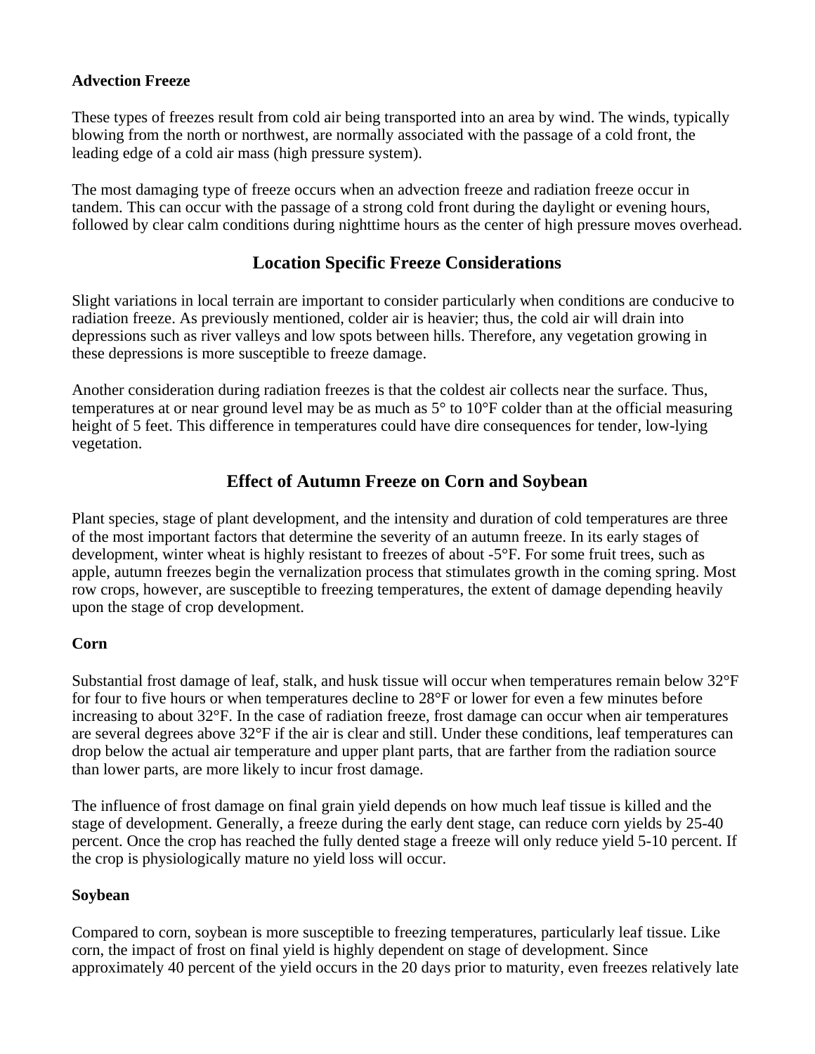**Advection Freeze**

These types of freezes result from cold air being transported into an area by wind. The winds, typically blowing from the north or northwest, are normally associated with the passage of a cold front, the leading edge of a cold air mass (high pressure system).

The most damaging type of freeze occurs when an advection freeze and radiation freeze occur in tandem. This can occur with the passage of a strong cold front during the daylight or evening hours, followed by clear calm conditions during nighttime hours as the center of high pressure moves overhead.

## Location Specific Freeze Considerations

Slight variations in local terrain are important to consider particularly when conditions are conducive to radiation freeze. As previously mentioned, colder air is heavier; thus, the cold air will drain into depressions such as river valleys and low spots between hills. Therefore, any vegetation growing in these depressions is more susceptible to freeze damage.

Another consideration during radiation freezes is that the coldest air collects near the surface. Thus, temperatures at or near ground level may be as much as 5° to 10°F colder than at the official measuring height of 5 feet. This difference in temperatures could have dire consequences for tender, low-lying vegetation.

## Effect of Autumn Freeze on Corn and Soybean

Plant species, stage of plant development, and the intensity and duration of cold temperatures are three of the most important factors that determine the severity of an autumn freeze. In its early stages of development, winter wheat is highly resistant to freezes of about -5°F. For some fruit trees, such as apple, autumn freezes begin the vernalization process that stimulates growth in the coming spring. Most row crops, however, are susceptible to freezing temperatures, the extent of damage depending heavily upon the stage of crop development.

**Corn**

Substantial frost damage of leaf, stalk, and husk tissue will occur when temperatures remain below 32°F for four to five hours or when temperatures decline to 28°F or lower for even a few minutes before increasing to about 32°F. In the case of radiation freeze, frost damage can occur when air temperatures are several degrees above 32°F if the air is clear and still. Under these conditions, leaf temperatures can drop below the actual air temperature and upper plant parts, that are farther from the radiation source than lower parts, are more likely to incur frost damage.

The influence of frost damage on final grain yield depends on how much leaf tissue is killed and the stage of development. Generally, a freeze during the early dent stage, can reduce corn yields by 25-40 percent. Once the crop has reached the fully dented stage a freeze will only reduce yield 5-10 percent. If the crop is physiologically mature no yield loss will occur.

**Soybean**

Compared to corn, soybean is more susceptible to freezing temperatures, particularly leaf tissue. Like corn, the impact of frost on final yield is highly dependent on stage of development. Since approximately 40 percent of the yield occurs in the 20 days prior to maturity, even freezes relatively late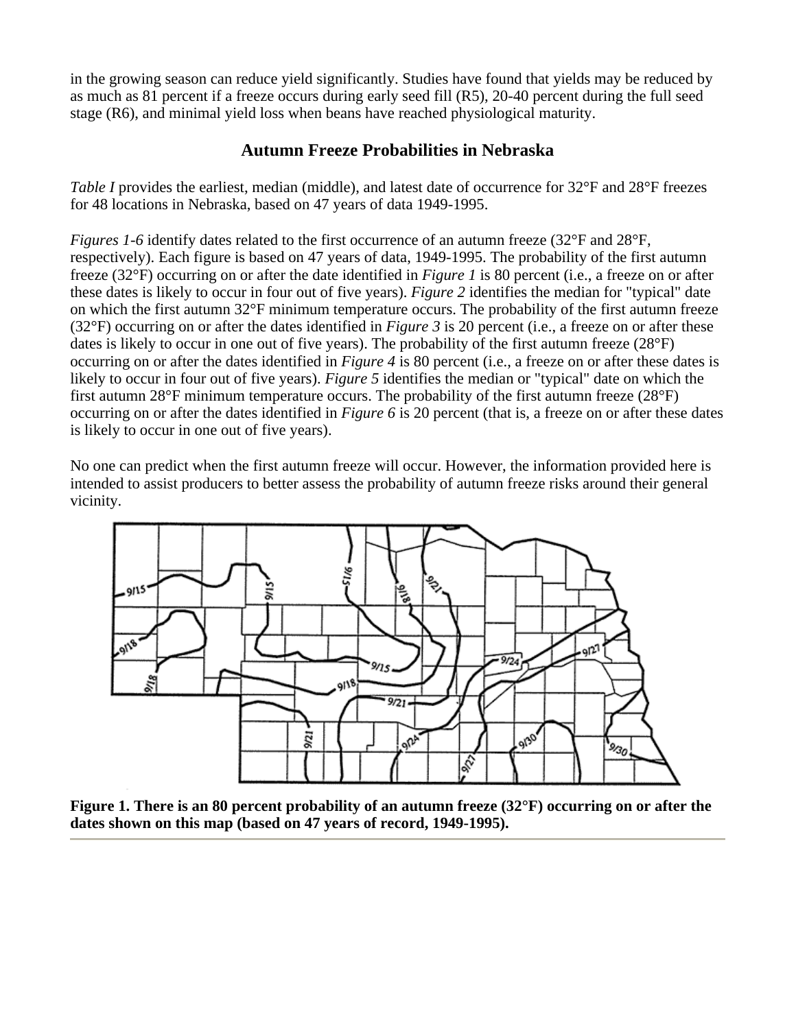in the growing season can reduce yield significantly. Studies have found that yields may be reduced by as much as 81 percent if a freeze occurs during early seed fill (R5), 20-40 percent during the full seed stage (R6), and minimal yield loss when beans have reached physiological maturity.

## Autumn Freeze Probabilities in Nebraska

*Table I* provides the earliest, median (middle), and latest date of occurrence for 32°F and 28°F freezes for 48 locations in Nebraska, based on 47 years of data 1949-1995.

*Figures 1-6* identify dates related to the first occurrence of an autumn freeze (32°F and 28°F, respectively). Each figure is based on 47 years of data, 1949-1995. The probability of the first autumn freeze (32°F) occurring on or after the date identified in *Figure 1* is 80 percent (i.e., a freeze on or after these dates is likely to occur in four out of five years). *Figure 2* identifies the median for "typical" date on which the first autumn 32°F minimum temperature occurs. The probability of the first autumn freeze (32°F) occurring on or after the dates identified in *Figure 3* is 20 percent (i.e., a freeze on or after these dates is likely to occur in one out of five years). The probability of the first autumn freeze (28°F) occurring on or after the dates identified in *Figure 4* is 80 percent (i.e., a freeze on or after these dates is likely to occur in four out of five years). *Figure 5* identifies the median or "typical" date on which the first autumn 28°F minimum temperature occurs. The probability of the first autumn freeze (28°F) occurring on or after the dates identified in *Figure 6* is 20 percent (that is, a freeze on or after these dates is likely to occur in one out of five years).

No one can predict when the first autumn freeze will occur. However, the information provided here is intended to assist producers to better assess the probability of autumn freeze risks around their general vicinity.

**Figure 1. There is an 80 percent probability of an autumn freeze (32°F) occurring on or after the dates shown on this map (based on 47 years of record, 1949-1995).**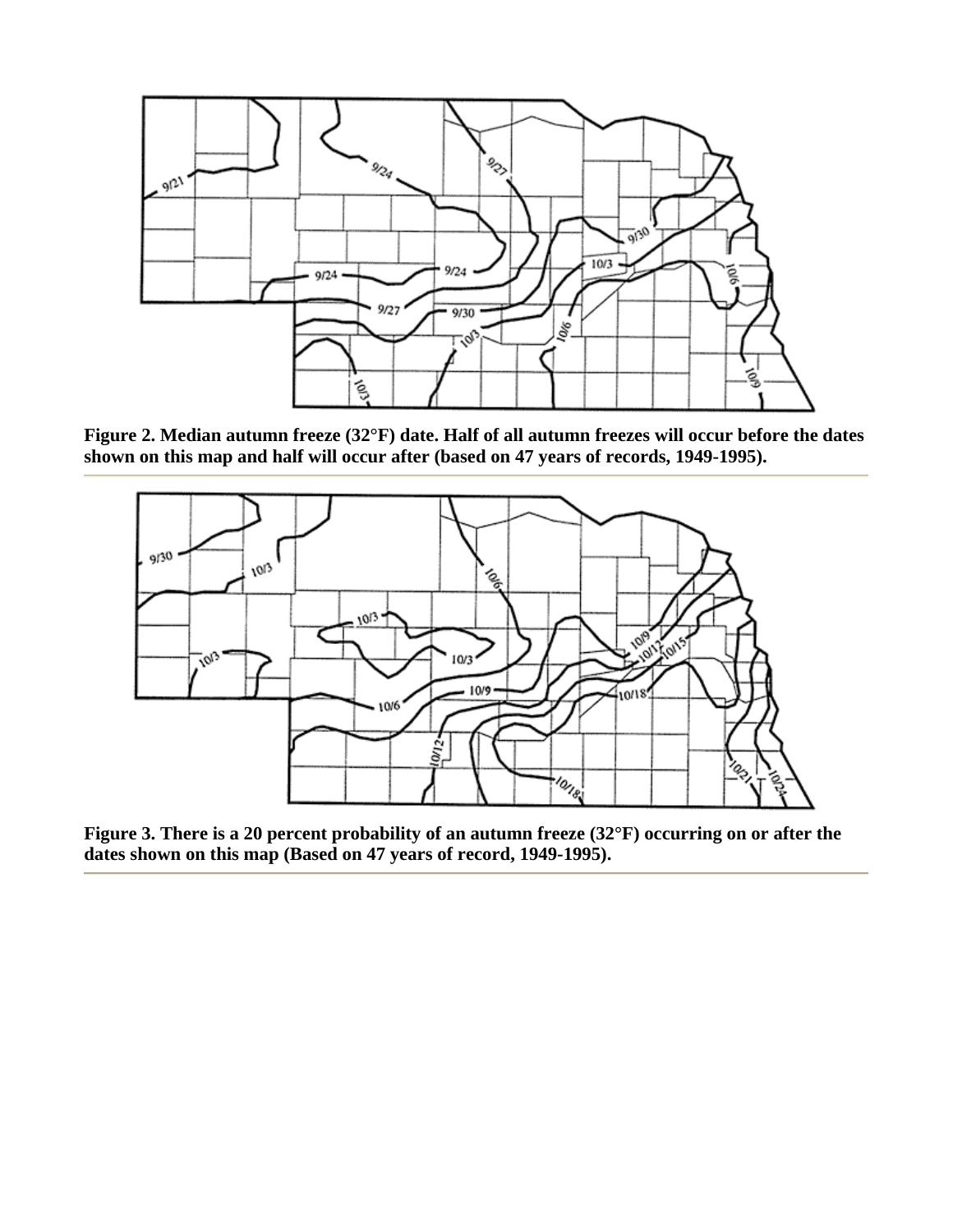**Figure 2. Median autumn freeze (32°F) date. Half of all autumn freezes will occur before the dates shown on this map and half will occur after (based on 47 years of records, 1949-1995).**

**Figure 3. There is a 20 percent probability of an autumn freeze (32°F) occurring on or after the dates shown on this map (Based on 47 years of record, 1949-1995).**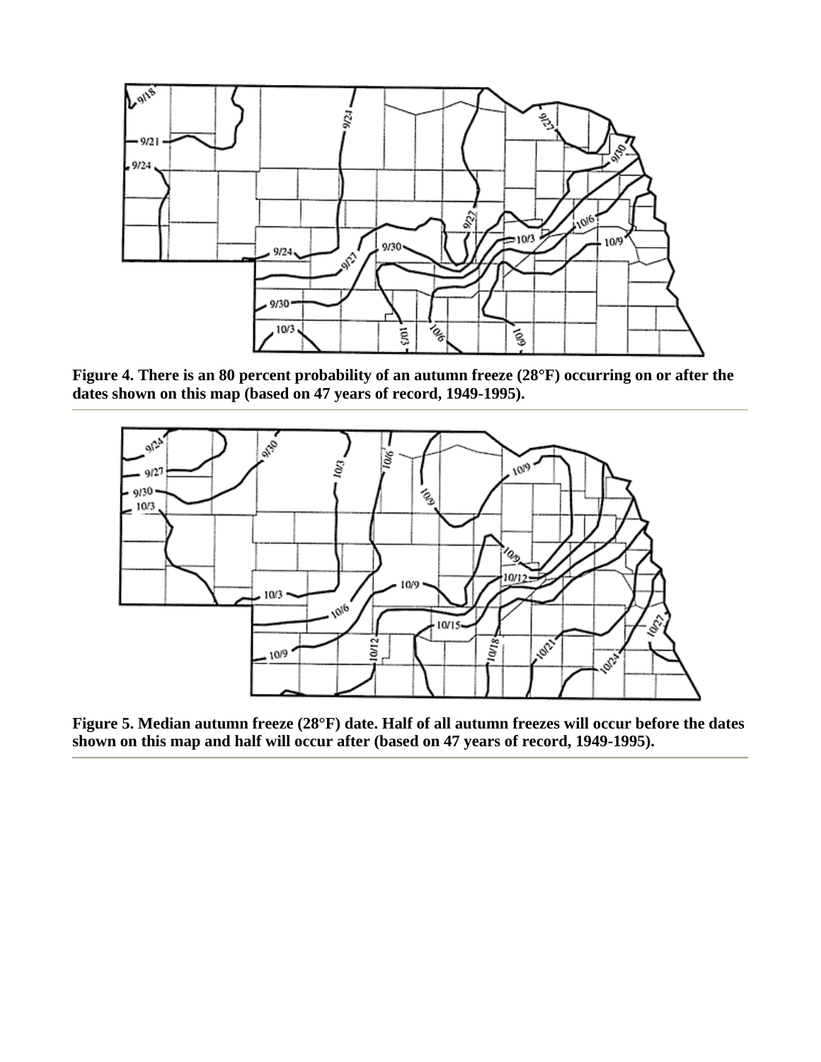**Figure 4. There is an 80 percent probability of an autumn freeze (28°F) occurring on or after the dates shown on this map (based on 47 years of record, 1949-1995).**

---

**Figure 5. Median autumn freeze (28°F) date. Half of all autumn freezes will occur before the dates shown on this map and half will occur after (based on 47 years of record, 1949-1995).**

---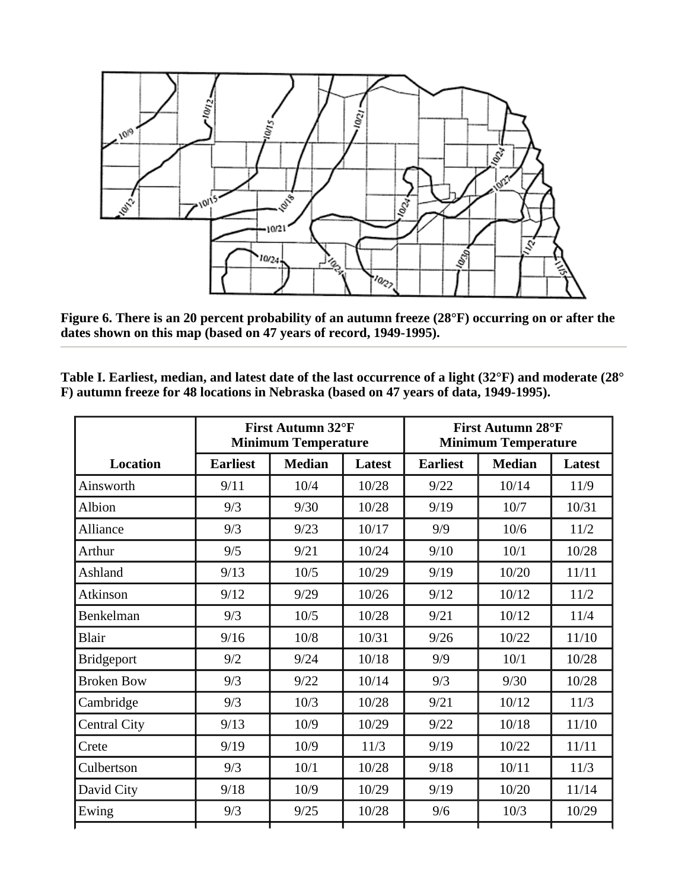**Figure 6. There is an 20 percent probability of an autumn freeze (28°F) occurring on or after the dates shown on this map (based on 47 years of record, 1949-1995).**

---

**Table I. Earliest, median, and latest date of the last occurrence of a light (32°F) and moderate (28° F) autumn freeze for 48 locations in Nebraska (based on 47 years of data, 1949-1995).**

| | First Autumn 32°F Minimum Temperature | | | First Autumn 28°F Minimum Temperature | | |
|---|---|---|---|---|---|---|
| **Location** | **Earliest** | **Median** | **Latest** | **Earliest** | **Median** | **Latest** |
| Ainsworth | 9/11 | 10/4 | 10/28 | 9/22 | 10/14 | 11/9 |
| Albion | 9/3 | 9/30 | 10/28 | 9/19 | 10/7 | 10/31 |
| Alliance | 9/3 | 9/23 | 10/17 | 9/9 | 10/6 | 11/2 |
| Arthur | 9/5 | 9/21 | 10/24 | 9/10 | 10/1 | 10/28 |
| Ashland | 9/13 | 10/5 | 10/29 | 9/19 | 10/20 | 11/11 |
| Atkinson | 9/12 | 9/29 | 10/26 | 9/12 | 10/12 | 11/2 |
| Benkelman | 9/3 | 10/5 | 10/28 | 9/21 | 10/12 | 11/4 |
| Blair | 9/16 | 10/8 | 10/31 | 9/26 | 10/22 | 11/10 |
| Bridgeport | 9/2 | 9/24 | 10/18 | 9/9 | 10/1 | 10/28 |
| Broken Bow | 9/3 | 9/22 | 10/14 | 9/3 | 9/30 | 10/28 |
| Cambridge | 9/3 | 10/3 | 10/28 | 9/21 | 10/12 | 11/3 |
| Central City | 9/13 | 10/9 | 10/29 | 9/22 | 10/18 | 11/10 |
| Crete | 9/19 | 10/9 | 11/3 | 9/19 | 10/22 | 11/11 |
| Culbertson | 9/3 | 10/1 | 10/28 | 9/18 | 10/11 | 11/3 |
| David City | 9/18 | 10/9 | 10/29 | 9/19 | 10/20 | 11/14 |
| Ewing | 9/3 | 9/25 | 10/28 | 9/6 | 10/3 | 10/29 |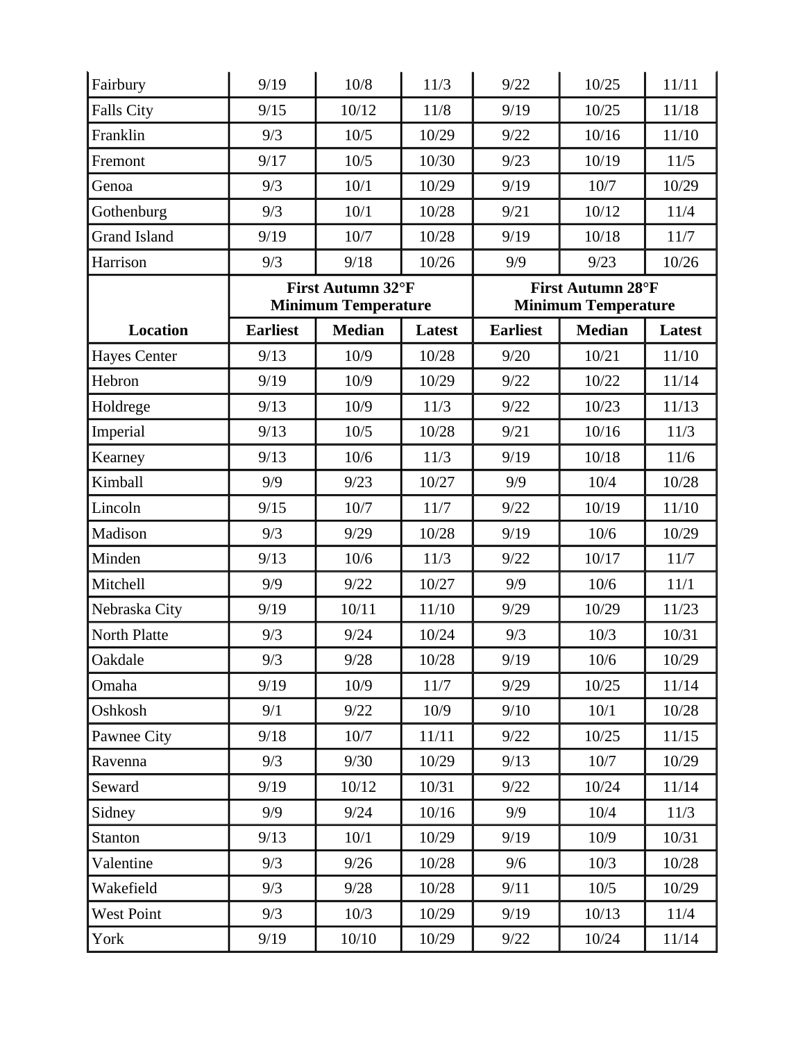| Location | First Autumn 32°F Minimum Temperature | | | First Autumn 28°F Minimum Temperature | | |
|---|---|---|---|---|---|---|
| | Earliest | Median | Latest | Earliest | Median | Latest |
| Fairbury | 9/19 | 10/8 | 11/3 | 9/22 | 10/25 | 11/11 |
| Falls City | 9/15 | 10/12 | 11/8 | 9/19 | 10/25 | 11/18 |
| Franklin | 9/3 | 10/5 | 10/29 | 9/22 | 10/16 | 11/10 |
| Fremont | 9/17 | 10/5 | 10/30 | 9/23 | 10/19 | 11/5 |
| Genoa | 9/3 | 10/1 | 10/29 | 9/19 | 10/7 | 10/29 |
| Gothenburg | 9/3 | 10/1 | 10/28 | 9/21 | 10/12 | 11/4 |
| Grand Island | 9/19 | 10/7 | 10/28 | 9/19 | 10/18 | 11/7 |
| Harrison | 9/3 | 9/18 | 10/26 | 9/9 | 9/23 | 10/26 |
| Hayes Center | 9/13 | 10/9 | 10/28 | 9/20 | 10/21 | 11/10 |
| Hebron | 9/19 | 10/9 | 10/29 | 9/22 | 10/22 | 11/14 |
| Holdrege | 9/13 | 10/9 | 11/3 | 9/22 | 10/23 | 11/13 |
| Imperial | 9/13 | 10/5 | 10/28 | 9/21 | 10/16 | 11/3 |
| Kearney | 9/13 | 10/6 | 11/3 | 9/19 | 10/18 | 11/6 |
| Kimball | 9/9 | 9/23 | 10/27 | 9/9 | 10/4 | 10/28 |
| Lincoln | 9/15 | 10/7 | 11/7 | 9/22 | 10/19 | 11/10 |
| Madison | 9/3 | 9/29 | 10/28 | 9/19 | 10/6 | 10/29 |
| Minden | 9/13 | 10/6 | 11/3 | 9/22 | 10/17 | 11/7 |
| Mitchell | 9/9 | 9/22 | 10/27 | 9/9 | 10/6 | 11/1 |
| Nebraska City | 9/19 | 10/11 | 11/10 | 9/29 | 10/29 | 11/23 |
| North Platte | 9/3 | 9/24 | 10/24 | 9/3 | 10/3 | 10/31 |
| Oakdale | 9/3 | 9/28 | 10/28 | 9/19 | 10/6 | 10/29 |
| Omaha | 9/19 | 10/9 | 11/7 | 9/29 | 10/25 | 11/14 |
| Oshkosh | 9/1 | 9/22 | 10/9 | 9/10 | 10/1 | 10/28 |
| Pawnee City | 9/18 | 10/7 | 11/11 | 9/22 | 10/25 | 11/15 |
| Ravenna | 9/3 | 9/30 | 10/29 | 9/13 | 10/7 | 10/29 |
| Seward | 9/19 | 10/12 | 10/31 | 9/22 | 10/24 | 11/14 |
| Sidney | 9/9 | 9/24 | 10/16 | 9/9 | 10/4 | 11/3 |
| Stanton | 9/13 | 10/1 | 10/29 | 9/19 | 10/9 | 10/31 |
| Valentine | 9/3 | 9/26 | 10/28 | 9/6 | 10/3 | 10/28 |
| Wakefield | 9/3 | 9/28 | 10/28 | 9/11 | 10/5 | 10/29 |
| West Point | 9/3 | 10/3 | 10/29 | 9/19 | 10/13 | 11/4 |
| York | 9/19 | 10/10 | 10/29 | 9/22 | 10/24 | 11/14 |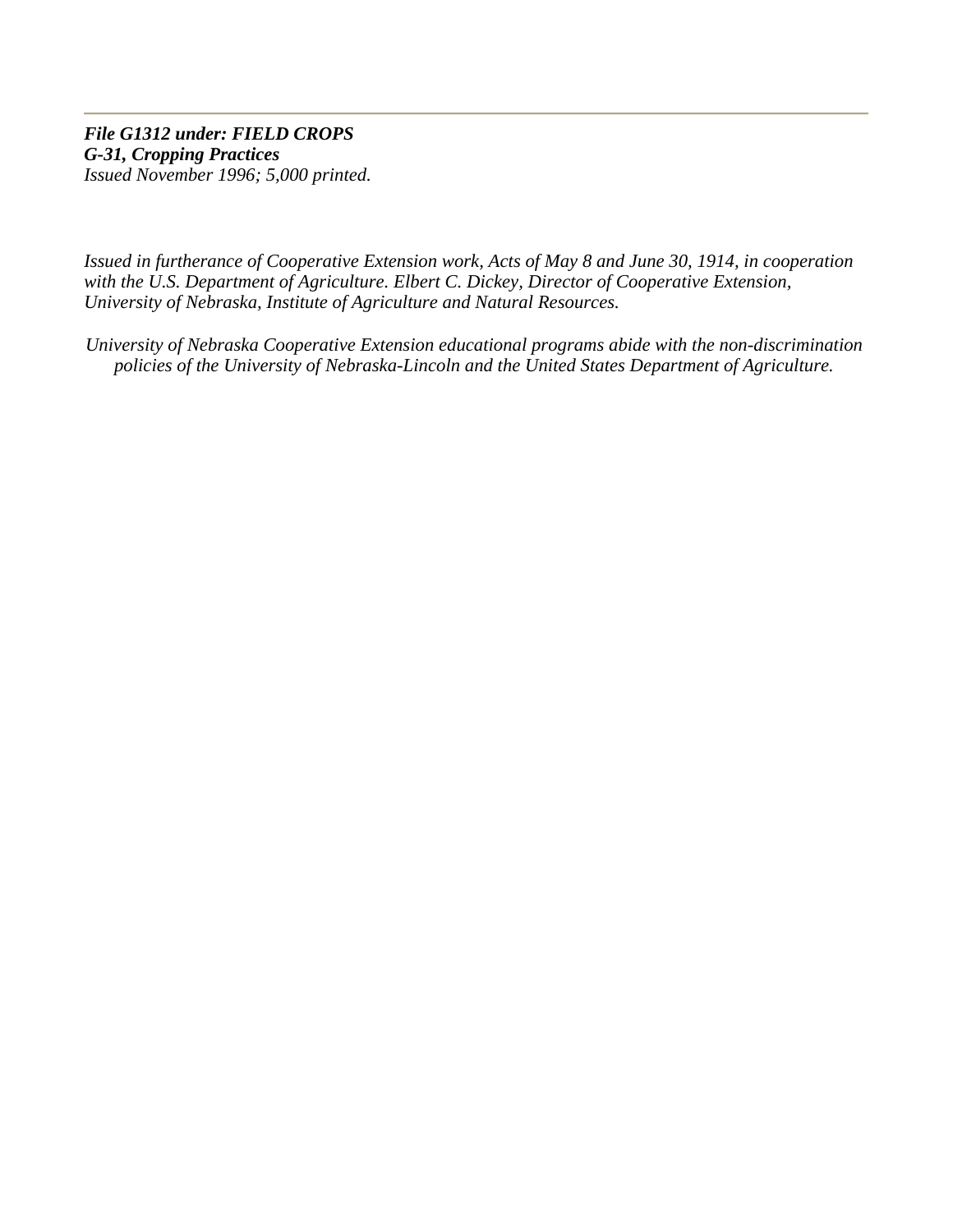---

***File G1312 under: FIELD CROPS***
***G-31, Cropping Practices***
*Issued November 1996; 5,000 printed.*

*Issued in furtherance of Cooperative Extension work, Acts of May 8 and June 30, 1914, in cooperation with the U.S. Department of Agriculture. Elbert C. Dickey, Director of Cooperative Extension, University of Nebraska, Institute of Agriculture and Natural Resources.*

*University of Nebraska Cooperative Extension educational programs abide with the non-discrimination policies of the University of Nebraska-Lincoln and the United States Department of Agriculture.*